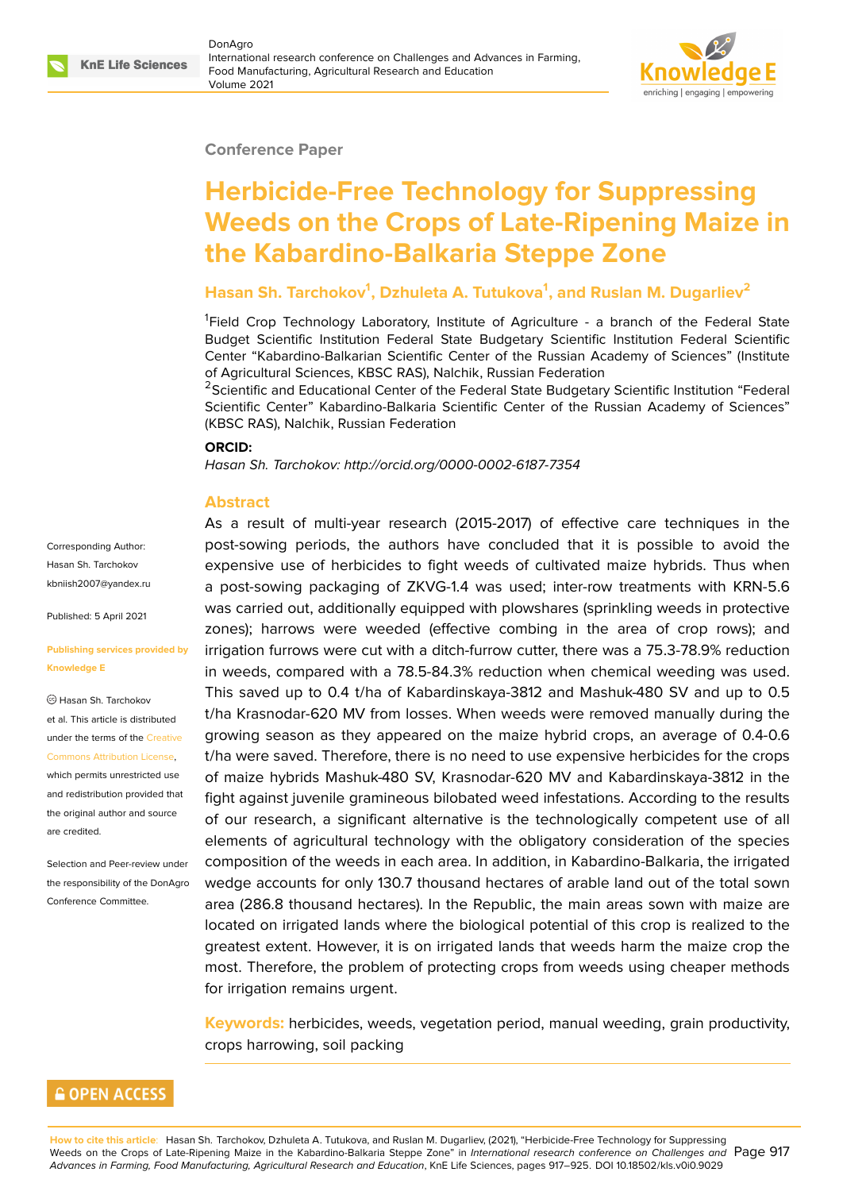Conference Paper

# Herbicide-Free Technology for Suppressing Weeds on the Crops of Late-Ripening Maize in the Kabardino-Balkaria Steppe Zone

**Hasan Sh. Tarchokov[1], Dzhuleta A. Tutukova[1], and Ruslan M. Dugarliev[2]**

[1]Field Crop Technology Laboratory, Institute of Agriculture - a branch of the Federal State Budget Scientific Institution Federal State Budgetary Scientific Institution Federal Scientific Center "Kabardino-Balkarian Scientific Center of the Russian Academy of Sciences" (Institute of Agricultural Sciences, KBSC RAS), Nalchik, Russian Federation

[2]Scientific and Educational Center of the Federal State Budgetary Scientific Institution "Federal Scientific Center" Kabardino-Balkaria Scientific Center of the Russian Academy of Sciences" (KBSC RAS), Nalchik, Russian Federation

**ORCID:**

*Hasan Sh. Tarchokov: http://orcid.org/0000-0002-6187-7354*

Corresponding Author: Hasan Sh. Tarchokov kbniish2007@yandex.ru

Published: 5 April 2021

Publishing services provided by Knowledge E

© Hasan Sh. Tarchokov et al. This article is distributed under the terms of the Creative Commons Attribution License, which permits unrestricted use and redistribution provided that the original author and source are credited.

Selection and Peer-review under the responsibility of the DonAgro Conference Committee.

## Abstract

As a result of multi-year research (2015-2017) of effective care techniques in the post-sowing periods, the authors have concluded that it is possible to avoid the expensive use of herbicides to fight weeds of cultivated maize hybrids. Thus when a post-sowing packaging of ZKVG-1.4 was used; inter-row treatments with KRN-5.6 was carried out, additionally equipped with plowshares (sprinkling weeds in protective zones); harrows were weeded (effective combing in the area of crop rows); and irrigation furrows were cut with a ditch-furrow cutter, there was a 75.3-78.9% reduction in weeds, compared with a 78.5-84.3% reduction when chemical weeding was used. This saved up to 0.4 t/ha of Kabardinskaya-3812 and Mashuk-480 SV and up to 0.5 t/ha Krasnodar-620 MV from losses. When weeds were removed manually during the growing season as they appeared on the maize hybrid crops, an average of 0.4-0.6 t/ha were saved. Therefore, there is no need to use expensive herbicides for the crops of maize hybrids Mashuk-480 SV, Krasnodar-620 MV and Kabardinskaya-3812 in the fight against juvenile gramineous bilobated weed infestations. According to the results of our research, a significant alternative is the technologically competent use of all elements of agricultural technology with the obligatory consideration of the species composition of the weeds in each area. In addition, in Kabardino-Balkaria, the irrigated wedge accounts for only 130.7 thousand hectares of arable land out of the total sown area (286.8 thousand hectares). In the Republic, the main areas sown with maize are located on irrigated lands where the biological potential of this crop is realized to the greatest extent. However, it is on irrigated lands that weeds harm the maize crop the most. Therefore, the problem of protecting crops from weeds using cheaper methods for irrigation remains urgent.

**Keywords:** herbicides, weeds, vegetation period, manual weeding, grain productivity, crops harrowing, soil packing

**How to cite this article**: Hasan Sh. Tarchokov, Dzhuleta A. Tutukova, and Ruslan M. Dugarliev, (2021), "Herbicide-Free Technology for Suppressing Weeds on the Crops of Late-Ripening Maize in the Kabardino-Balkaria Steppe Zone" in *International research conference on Challenges and Advances in Farming, Food Manufacturing, Agricultural Research and Education*, KnE Life Sciences, pages 917–925. DOI 10.18502/kls.v0i0.9029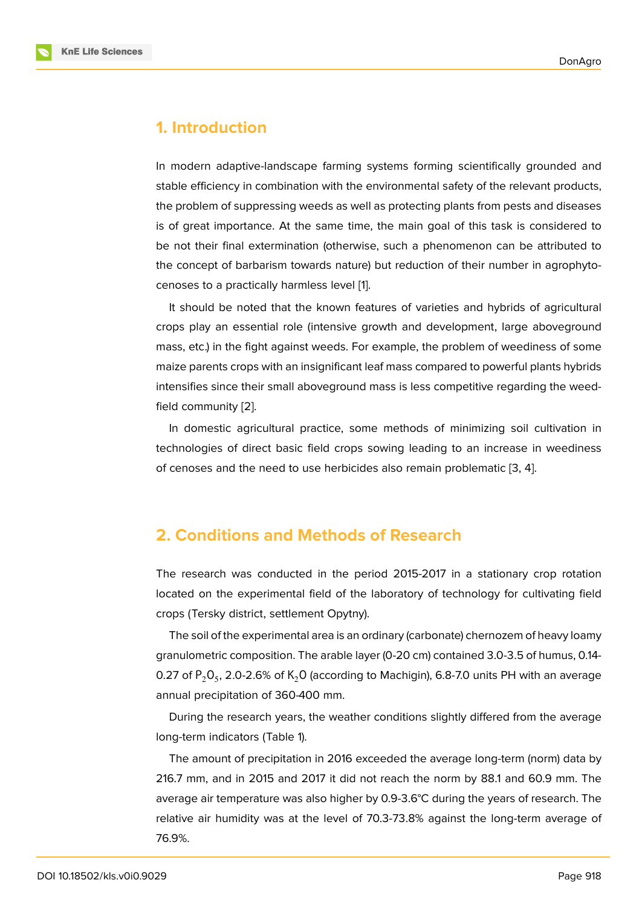## 1. Introduction

In modern adaptive-landscape farming systems forming scientifically grounded and stable efficiency in combination with the environmental safety of the relevant products, the problem of suppressing weeds as well as protecting plants from pests and diseases is of great importance. At the same time, the main goal of this task is considered to be not their final extermination (otherwise, such a phenomenon can be attributed to the concept of barbarism towards nature) but reduction of their number in agrophytocenoses to a practically harmless level [1].

It should be noted that the known features of varieties and hybrids of agricultural crops play an essential role (intensive growth and development, large aboveground mass, etc.) in the fight against weeds. For example, the problem of weediness of some maize parents crops with an insignificant leaf mass compared to powerful plants hybrids intensifies since their small aboveground mass is less competitive regarding the weed-field community [2].

In domestic agricultural practice, some methods of minimizing soil cultivation in technologies of direct basic field crops sowing leading to an increase in weediness of cenoses and the need to use herbicides also remain problematic [3, 4].

## 2. Conditions and Methods of Research

The research was conducted in the period 2015-2017 in a stationary crop rotation located on the experimental field of the laboratory of technology for cultivating field crops (Tersky district, settlement Opytny).

The soil of the experimental area is an ordinary (carbonate) chernozem of heavy loamy granulometric composition. The arable layer (0-20 cm) contained 3.0-3.5 of humus, 0.14-0.27 of $P_2O_5$, 2.0-2.6% of $K_2O$ (according to Machigin), 6.8-7.0 units PH with an average annual precipitation of 360-400 mm.

During the research years, the weather conditions slightly differed from the average long-term indicators (Table 1).

The amount of precipitation in 2016 exceeded the average long-term (norm) data by 216.7 mm, and in 2015 and 2017 it did not reach the norm by 88.1 and 60.9 mm. The average air temperature was also higher by 0.9-3.6°C during the years of research. The relative air humidity was at the level of 70.3-73.8% against the long-term average of 76.9%.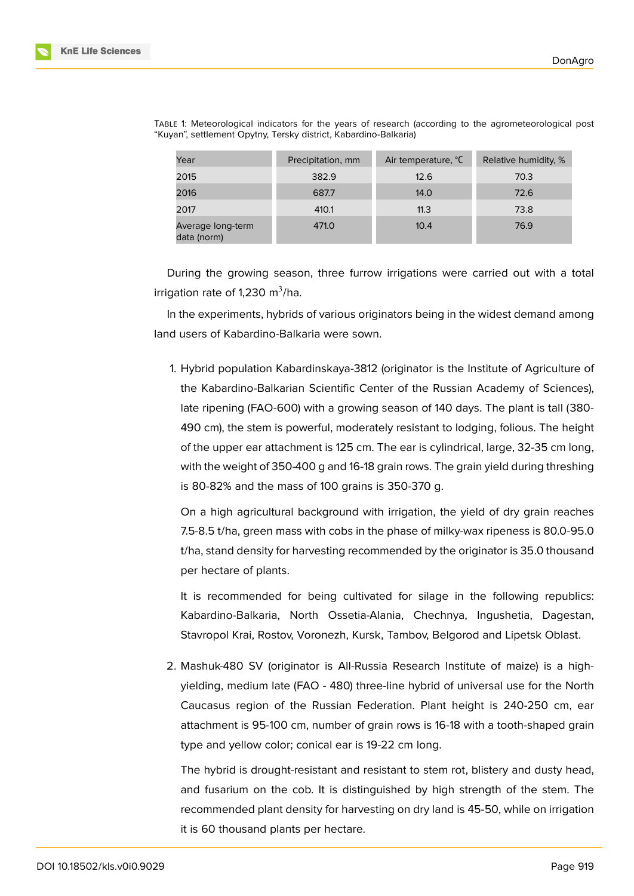Table 1: Meteorological indicators for the years of research (according to the agrometeorological post "Kuyan", settlement Opytny, Tersky district, Kabardino-Balkaria)

| Year | Precipitation, mm | Air temperature, °C | Relative humidity, % |
| --- | --- | --- | --- |
| 2015 | 382.9 | 12.6 | 70.3 |
| 2016 | 687.7 | 14.0 | 72.6 |
| 2017 | 410.1 | 11.3 | 73.8 |
| Average long-term data (norm) | 471.0 | 10.4 | 76.9 |

During the growing season, three furrow irrigations were carried out with a total irrigation rate of 1,230 $m^3$/ha.

In the experiments, hybrids of various originators being in the widest demand among land users of Kabardino-Balkaria were sown.

1. Hybrid population Kabardinskaya-3812 (originator is the Institute of Agriculture of the Kabardino-Balkarian Scientific Center of the Russian Academy of Sciences), late ripening (FAO-600) with a growing season of 140 days. The plant is tall (380-490 cm), the stem is powerful, moderately resistant to lodging, folious. The height of the upper ear attachment is 125 cm. The ear is cylindrical, large, 32-35 cm long, with the weight of 350-400 g and 16-18 grain rows. The grain yield during threshing is 80-82% and the mass of 100 grains is 350-370 g.

   On a high agricultural background with irrigation, the yield of dry grain reaches 7.5-8.5 t/ha, green mass with cobs in the phase of milky-wax ripeness is 80.0-95.0 t/ha, stand density for harvesting recommended by the originator is 35.0 thousand per hectare of plants.

   It is recommended for being cultivated for silage in the following republics: Kabardino-Balkaria, North Ossetia-Alania, Chechnya, Ingushetia, Dagestan, Stavropol Krai, Rostov, Voronezh, Kursk, Tambov, Belgorod and Lipetsk Oblast.

2. Mashuk-480 SV (originator is All-Russia Research Institute of maize) is a high-yielding, medium late (FAO - 480) three-line hybrid of universal use for the North Caucasus region of the Russian Federation. Plant height is 240-250 cm, ear attachment is 95-100 cm, number of grain rows is 16-18 with a tooth-shaped grain type and yellow color; conical ear is 19-22 cm long.

   The hybrid is drought-resistant and resistant to stem rot, blistery and dusty head, and fusarium on the cob. It is distinguished by high strength of the stem. The recommended plant density for harvesting on dry land is 45-50, while on irrigation it is 60 thousand plants per hectare.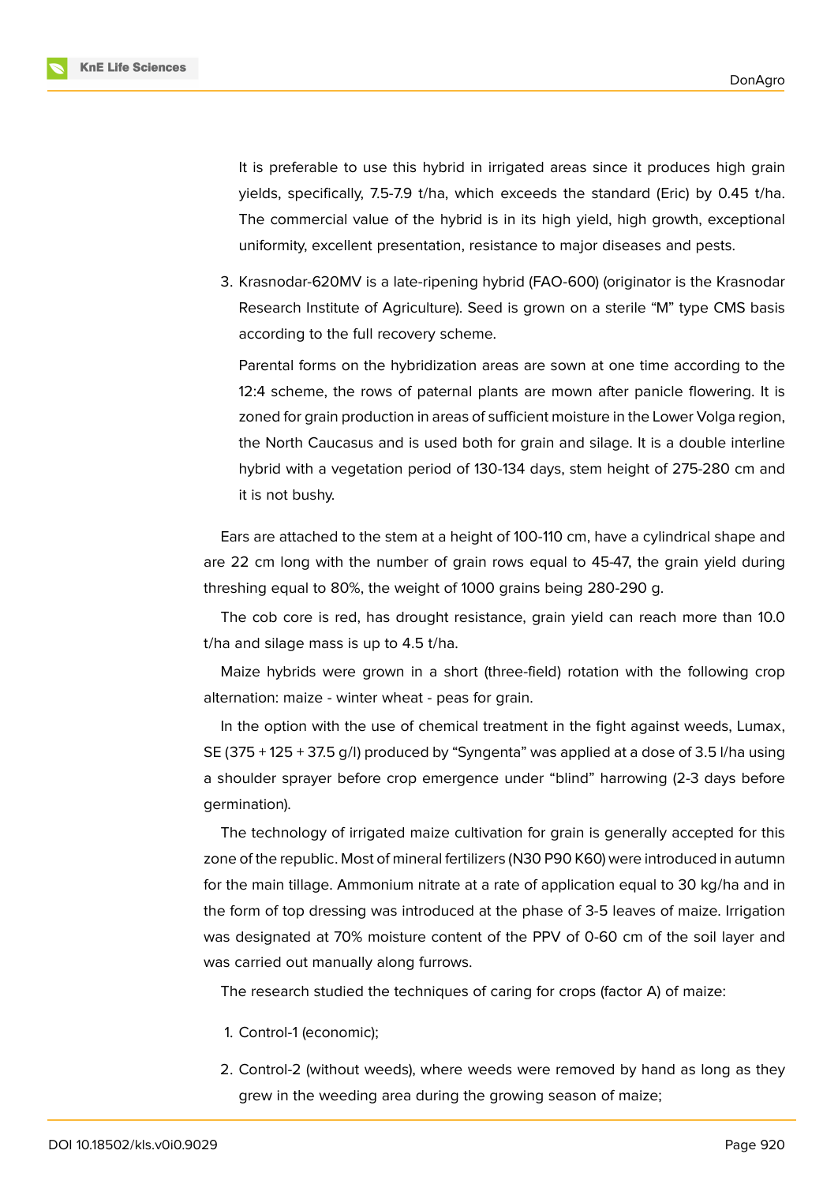It is preferable to use this hybrid in irrigated areas since it produces high grain yields, specifically, 7.5-7.9 t/ha, which exceeds the standard (Eric) by 0.45 t/ha. The commercial value of the hybrid is in its high yield, high growth, exceptional uniformity, excellent presentation, resistance to major diseases and pests.

3. Krasnodar-620MV is a late-ripening hybrid (FAO-600) (originator is the Krasnodar Research Institute of Agriculture). Seed is grown on a sterile "M" type CMS basis according to the full recovery scheme.

   Parental forms on the hybridization areas are sown at one time according to the 12:4 scheme, the rows of paternal plants are mown after panicle flowering. It is zoned for grain production in areas of sufficient moisture in the Lower Volga region, the North Caucasus and is used both for grain and silage. It is a double interline hybrid with a vegetation period of 130-134 days, stem height of 275-280 cm and it is not bushy.

Ears are attached to the stem at a height of 100-110 cm, have a cylindrical shape and are 22 cm long with the number of grain rows equal to 45-47, the grain yield during threshing equal to 80%, the weight of 1000 grains being 280-290 g.

The cob core is red, has drought resistance, grain yield can reach more than 10.0 t/ha and silage mass is up to 4.5 t/ha.

Maize hybrids were grown in a short (three-field) rotation with the following crop alternation: maize - winter wheat - peas for grain.

In the option with the use of chemical treatment in the fight against weeds, Lumax, SE (375 + 125 + 37.5 g/l) produced by "Syngenta" was applied at a dose of 3.5 l/ha using a shoulder sprayer before crop emergence under "blind" harrowing (2-3 days before germination).

The technology of irrigated maize cultivation for grain is generally accepted for this zone of the republic. Most of mineral fertilizers (N30 P90 K60) were introduced in autumn for the main tillage. Ammonium nitrate at a rate of application equal to 30 kg/ha and in the form of top dressing was introduced at the phase of 3-5 leaves of maize. Irrigation was designated at 70% moisture content of the PPV of 0-60 cm of the soil layer and was carried out manually along furrows.

The research studied the techniques of caring for crops (factor A) of maize:

1. Control-1 (economic);
2. Control-2 (without weeds), where weeds were removed by hand as long as they grew in the weeding area during the growing season of maize;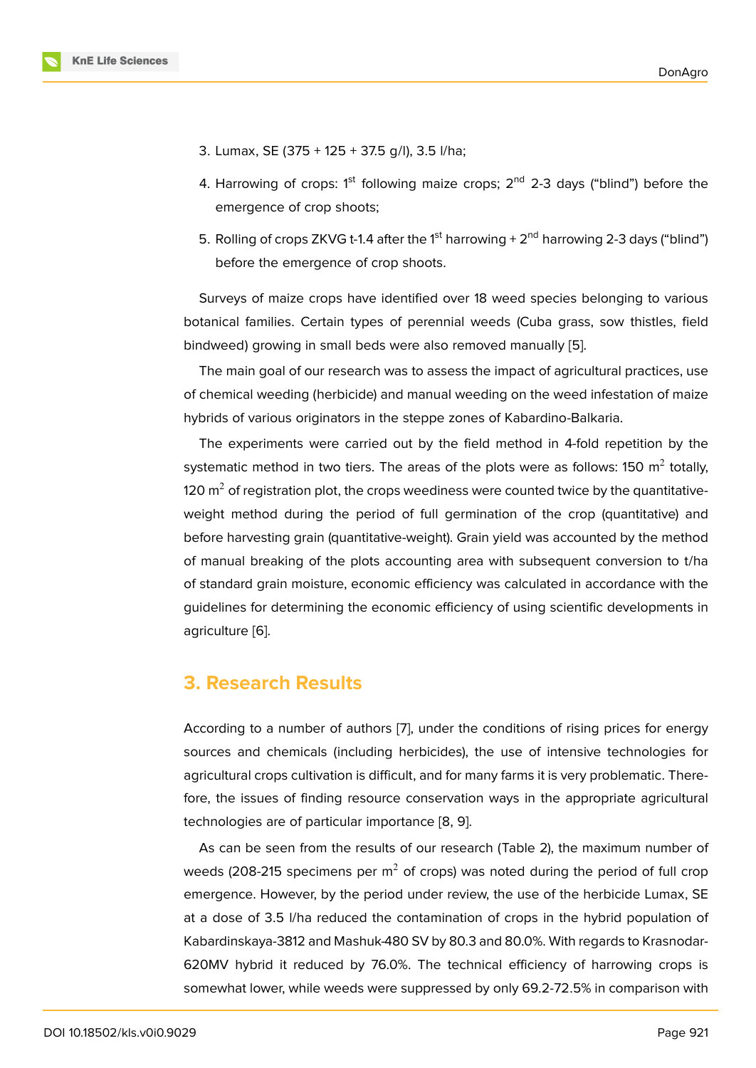3. Lumax, SE (375 + 125 + 37.5 g/l), 3.5 l/ha;
4. Harrowing of crops: 1st following maize crops; 2nd 2-3 days ("blind") before the emergence of crop shoots;
5. Rolling of crops ZKVG t-1.4 after the 1st harrowing + 2nd harrowing 2-3 days ("blind") before the emergence of crop shoots.

Surveys of maize crops have identified over 18 weed species belonging to various botanical families. Certain types of perennial weeds (Cuba grass, sow thistles, field bindweed) growing in small beds were also removed manually [5].

The main goal of our research was to assess the impact of agricultural practices, use of chemical weeding (herbicide) and manual weeding on the weed infestation of maize hybrids of various originators in the steppe zones of Kabardino-Balkaria.

The experiments were carried out by the field method in 4-fold repetition by the systematic method in two tiers. The areas of the plots were as follows: 150 $m^2$ totally, 120 $m^2$ of registration plot, the crops weediness were counted twice by the quantitative-weight method during the period of full germination of the crop (quantitative) and before harvesting grain (quantitative-weight). Grain yield was accounted by the method of manual breaking of the plots accounting area with subsequent conversion to t/ha of standard grain moisture, economic efficiency was calculated in accordance with the guidelines for determining the economic efficiency of using scientific developments in agriculture [6].

## 3. Research Results

According to a number of authors [7], under the conditions of rising prices for energy sources and chemicals (including herbicides), the use of intensive technologies for agricultural crops cultivation is difficult, and for many farms it is very problematic. Therefore, the issues of finding resource conservation ways in the appropriate agricultural technologies are of particular importance [8, 9].

As can be seen from the results of our research (Table 2), the maximum number of weeds (208-215 specimens per $m^2$ of crops) was noted during the period of full crop emergence. However, by the period under review, the use of the herbicide Lumax, SE at a dose of 3.5 l/ha reduced the contamination of crops in the hybrid population of Kabardinskaya-3812 and Mashuk-480 SV by 80.3 and 80.0%. With regards to Krasnodar-620MV hybrid it reduced by 76.0%. The technical efficiency of harrowing crops is somewhat lower, while weeds were suppressed by only 69.2-72.5% in comparison with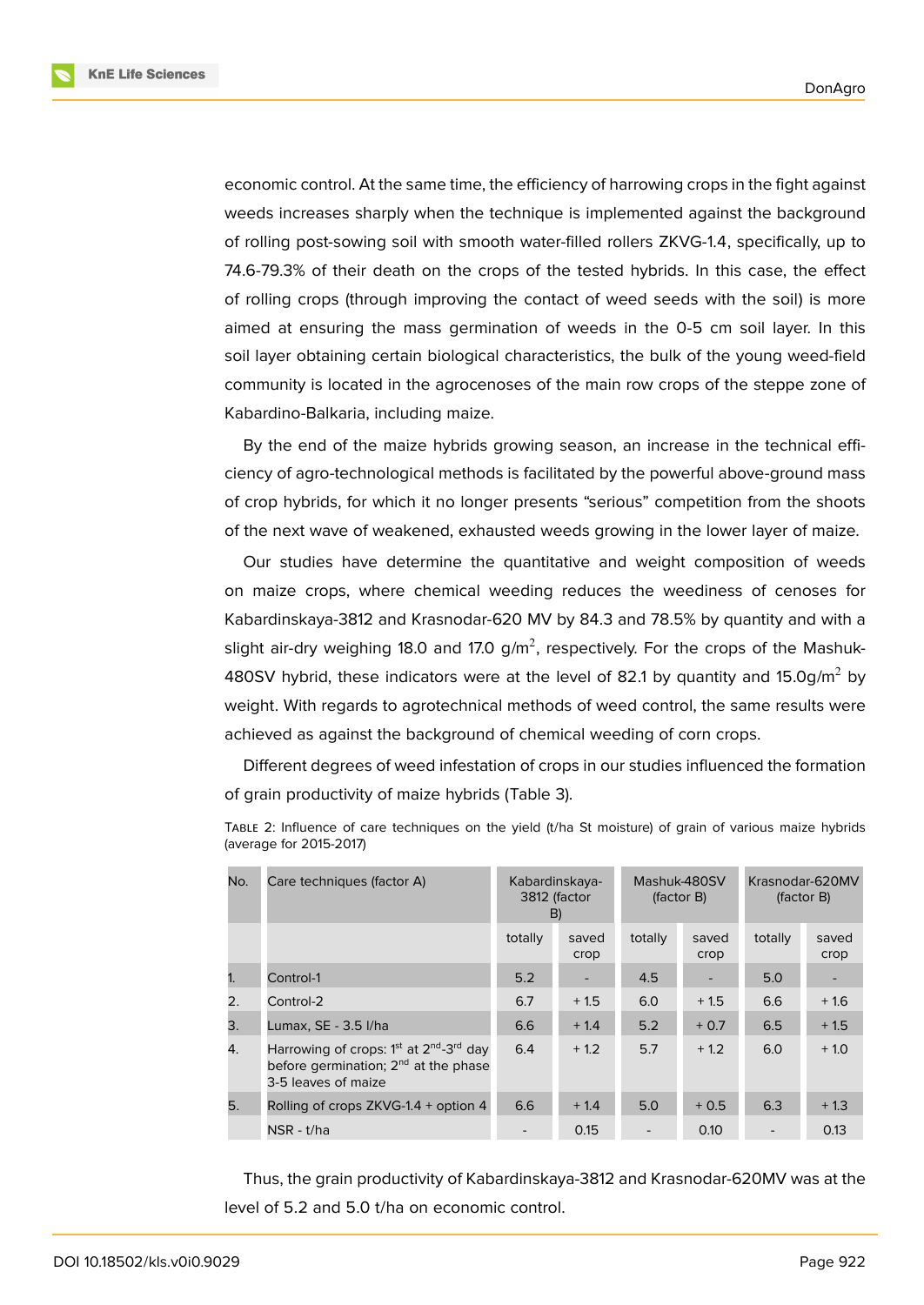economic control. At the same time, the efficiency of harrowing crops in the fight against weeds increases sharply when the technique is implemented against the background of rolling post-sowing soil with smooth water-filled rollers ZKVG-1.4, specifically, up to 74.6-79.3% of their death on the crops of the tested hybrids. In this case, the effect of rolling crops (through improving the contact of weed seeds with the soil) is more aimed at ensuring the mass germination of weeds in the 0-5 cm soil layer. In this soil layer obtaining certain biological characteristics, the bulk of the young weed-field community is located in the agrocenoses of the main row crops of the steppe zone of Kabardino-Balkaria, including maize.

By the end of the maize hybrids growing season, an increase in the technical efficiency of agro-technological methods is facilitated by the powerful above-ground mass of crop hybrids, for which it no longer presents "serious" competition from the shoots of the next wave of weakened, exhausted weeds growing in the lower layer of maize.

Our studies have determine the quantitative and weight composition of weeds on maize crops, where chemical weeding reduces the weediness of cenoses for Kabardinskaya-3812 and Krasnodar-620 MV by 84.3 and 78.5% by quantity and with a slight air-dry weighing 18.0 and 17.0 g/m$^2$, respectively. For the crops of the Mashuk-480SV hybrid, these indicators were at the level of 82.1 by quantity and 15.0g/m$^2$ by weight. With regards to agrotechnical methods of weed control, the same results were achieved as against the background of chemical weeding of corn crops.

Different degrees of weed infestation of crops in our studies influenced the formation of grain productivity of maize hybrids (Table 3).

Table 2: Influence of care techniques on the yield (t/ha St moisture) of grain of various maize hybrids (average for 2015-2017)

| No. | Care techniques (factor A) | Kabardinskaya-3812 (factor B) | | Mashuk-480SV (factor B) | | Krasnodar-620MV (factor B) | |
|---|---|---|---|---|---|---|---|
| | | totally | saved crop | totally | saved crop | totally | saved crop |
| 1. | Control-1 | 5.2 | - | 4.5 | - | 5.0 | - |
| 2. | Control-2 | 6.7 | + 1.5 | 6.0 | + 1.5 | 6.6 | + 1.6 |
| 3. | Lumax, SE - 3.5 l/ha | 6.6 | + 1.4 | 5.2 | + 0.7 | 6.5 | + 1.5 |
| 4. | Harrowing of crops: 1st at 2nd-3rd day before germination; 2nd at the phase 3-5 leaves of maize | 6.4 | + 1.2 | 5.7 | + 1.2 | 6.0 | + 1.0 |
| 5. | Rolling of crops ZKVG-1.4 + option 4 | 6.6 | + 1.4 | 5.0 | + 0.5 | 6.3 | + 1.3 |
| | NSR - t/ha | - | 0.15 | - | 0.10 | - | 0.13 |

Thus, the grain productivity of Kabardinskaya-3812 and Krasnodar-620MV was at the level of 5.2 and 5.0 t/ha on economic control.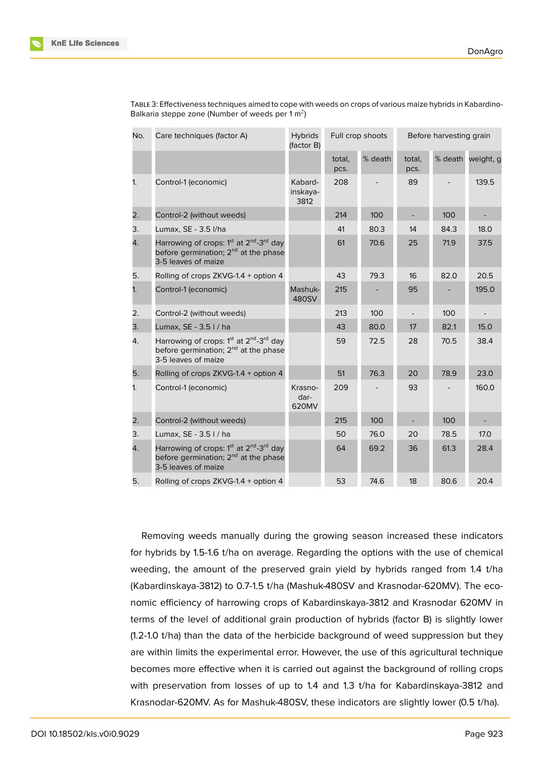TABLE 3: Effectiveness techniques aimed to cope with weeds on crops of various maize hybrids in Kabardino-Balkaria steppe zone (Number of weeds per 1 $m^2$)

| No. | Care techniques (factor A) | Hybrids (factor B) | Full crop shoots | | Before harvesting grain | | |
|---|---|---|---|---|---|---|---|
| | | | total, pcs. | % death | total, pcs. | % death | weight, g |
| 1. | Control-1 (economic) | Kabard-inskaya-3812 | 208 | - | 89 | - | 139.5 |
| 2. | Control-2 (without weeds) | | 214 | 100 | - | 100 | - |
| 3. | Lumax, SE - 3.5 l/ha | | 41 | 80.3 | 14 | 84.3 | 18.0 |
| 4. | Harrowing of crops: 1st at 2nd-3rd day before germination; 2nd at the phase 3-5 leaves of maize | | 61 | 70.6 | 25 | 71.9 | 37.5 |
| 5. | Rolling of crops ZKVG-1.4 + option 4 | | 43 | 79.3 | 16 | 82.0 | 20.5 |
| 1. | Control-1 (economic) | Mashuk-480SV | 215 | - | 95 | - | 195.0 |
| 2. | Control-2 (without weeds) | | 213 | 100 | - | 100 | - |
| 3. | Lumax, SE - 3.5 l / ha | | 43 | 80.0 | 17 | 82.1 | 15.0 |
| 4. | Harrowing of crops: 1st at 2nd-3rd day before germination; 2nd at the phase 3-5 leaves of maize | | 59 | 72.5 | 28 | 70.5 | 38.4 |
| 5. | Rolling of crops ZKVG-1.4 + option 4 | | 51 | 76.3 | 20 | 78.9 | 23.0 |
| 1. | Control-1 (economic) | Krasno-dar-620MV | 209 | - | 93 | - | 160.0 |
| 2. | Control-2 (without weeds) | | 215 | 100 | - | 100 | - |
| 3. | Lumax, SE - 3.5 l / ha | | 50 | 76.0 | 20 | 78.5 | 17.0 |
| 4. | Harrowing of crops: 1st at 2nd-3rd day before germination; 2nd at the phase 3-5 leaves of maize | | 64 | 69.2 | 36 | 61.3 | 28.4 |
| 5. | Rolling of crops ZKVG-1.4 + option 4 | | 53 | 74.6 | 18 | 80.6 | 20.4 |

Removing weeds manually during the growing season increased these indicators for hybrids by 1.5-1.6 t/ha on average. Regarding the options with the use of chemical weeding, the amount of the preserved grain yield by hybrids ranged from 1.4 t/ha (Kabardinskaya-3812) to 0.7-1.5 t/ha (Mashuk-480SV and Krasnodar-620MV). The economic efficiency of harrowing crops of Kabardinskaya-3812 and Krasnodar 620MV in terms of the level of additional grain production of hybrids (factor B) is slightly lower (1.2-1.0 t/ha) than the data of the herbicide background of weed suppression but they are within limits the experimental error. However, the use of this agricultural technique becomes more effective when it is carried out against the background of rolling crops with preservation from losses of up to 1.4 and 1.3 t/ha for Kabardinskaya-3812 and Krasnodar-620MV. As for Mashuk-480SV, these indicators are slightly lower (0.5 t/ha).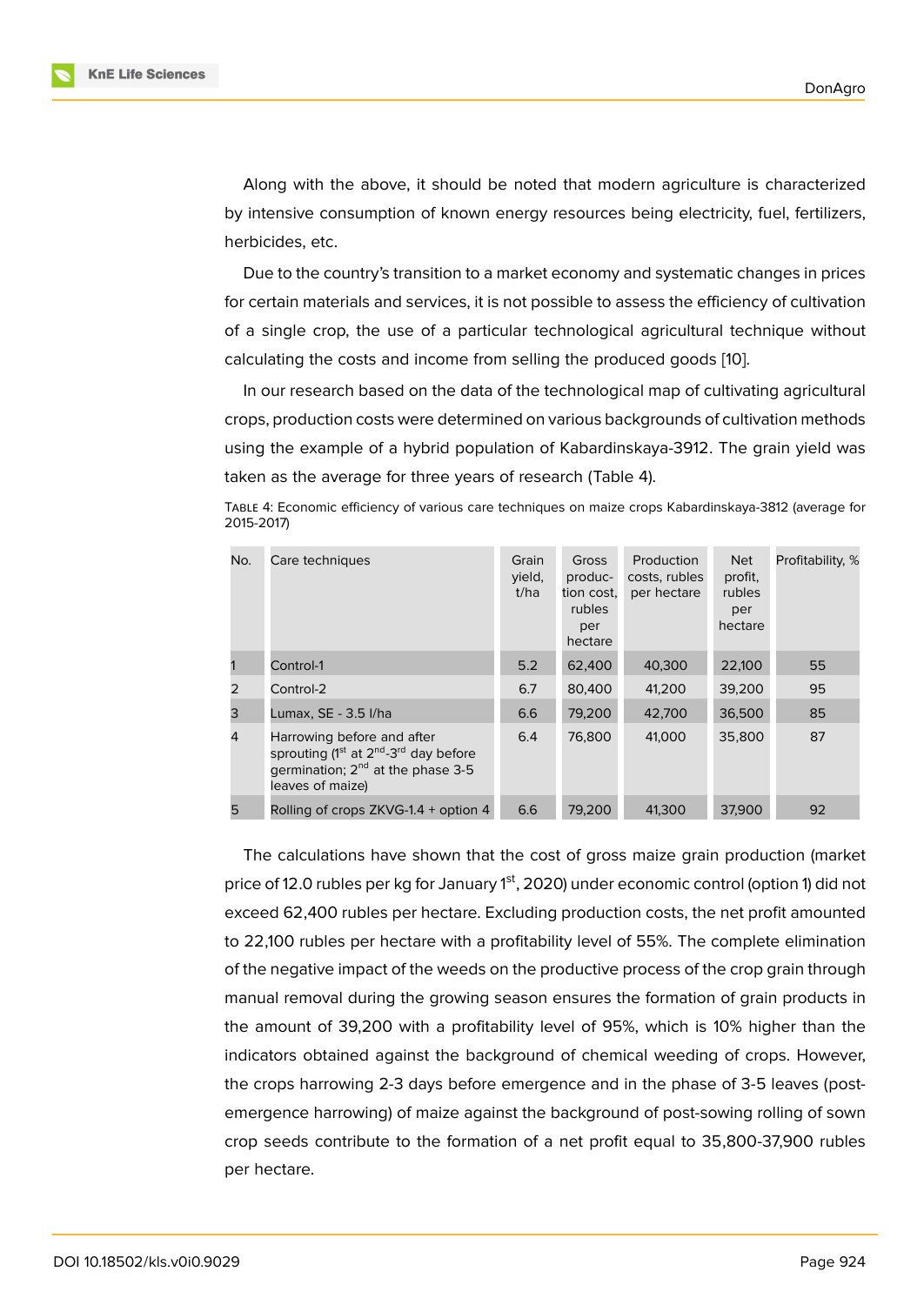Along with the above, it should be noted that modern agriculture is characterized by intensive consumption of known energy resources being electricity, fuel, fertilizers, herbicides, etc.

Due to the country's transition to a market economy and systematic changes in prices for certain materials and services, it is not possible to assess the efficiency of cultivation of a single crop, the use of a particular technological agricultural technique without calculating the costs and income from selling the produced goods [10].

In our research based on the data of the technological map of cultivating agricultural crops, production costs were determined on various backgrounds of cultivation methods using the example of a hybrid population of Kabardinskaya-3912. The grain yield was taken as the average for three years of research (Table 4).

TABLE 4: Economic efficiency of various care techniques on maize crops Kabardinskaya-3812 (average for 2015-2017)

| No. | Care techniques | Grain yield, t/ha | Gross production cost, rubles per hectare | Production costs, rubles per hectare | Net profit, rubles per hectare | Profitability, % |
|---|---|---|---|---|---|---|
| 1 | Control-1 | 5.2 | 62,400 | 40,300 | 22,100 | 55 |
| 2 | Control-2 | 6.7 | 80,400 | 41,200 | 39,200 | 95 |
| 3 | Lumax, SE - 3.5 l/ha | 6.6 | 79,200 | 42,700 | 36,500 | 85 |
| 4 | Harrowing before and after sprouting (1st at 2nd-3rd day before germination; 2nd at the phase 3-5 leaves of maize) | 6.4 | 76,800 | 41,000 | 35,800 | 87 |
| 5 | Rolling of crops ZKVG-1.4 + option 4 | 6.6 | 79,200 | 41,300 | 37,900 | 92 |

The calculations have shown that the cost of gross maize grain production (market price of 12.0 rubles per kg for January 1st, 2020) under economic control (option 1) did not exceed 62,400 rubles per hectare. Excluding production costs, the net profit amounted to 22,100 rubles per hectare with a profitability level of 55%. The complete elimination of the negative impact of the weeds on the productive process of the crop grain through manual removal during the growing season ensures the formation of grain products in the amount of 39,200 with a profitability level of 95%, which is 10% higher than the indicators obtained against the background of chemical weeding of crops. However, the crops harrowing 2-3 days before emergence and in the phase of 3-5 leaves (post-emergence harrowing) of maize against the background of post-sowing rolling of sown crop seeds contribute to the formation of a net profit equal to 35,800-37,900 rubles per hectare.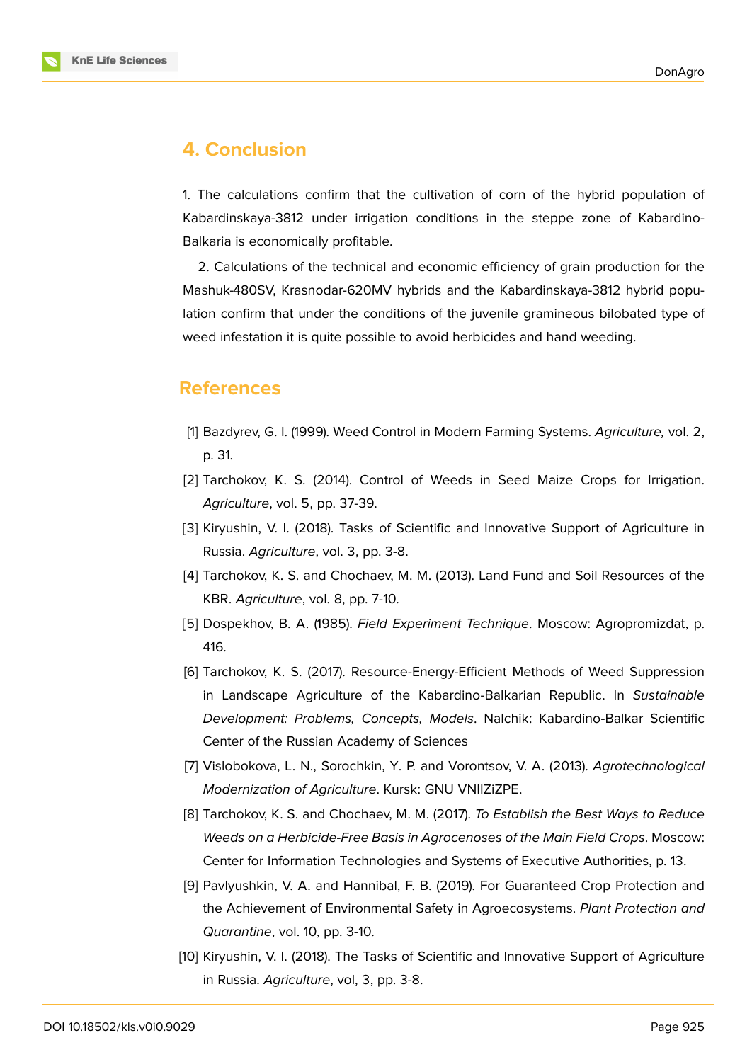## 4. Conclusion

1. The calculations confirm that the cultivation of corn of the hybrid population of Kabardinskaya-3812 under irrigation conditions in the steppe zone of Kabardino-Balkaria is economically profitable.

2. Calculations of the technical and economic efficiency of grain production for the Mashuk-480SV, Krasnodar-620MV hybrids and the Kabardinskaya-3812 hybrid population confirm that under the conditions of the juvenile gramineous bilobated type of weed infestation it is quite possible to avoid herbicides and hand weeding.

## References

[1] Bazdyrev, G. I. (1999). Weed Control in Modern Farming Systems. *Agriculture,* vol. 2, p. 31.

[2] Tarchokov, K. S. (2014). Control of Weeds in Seed Maize Crops for Irrigation. *Agriculture*, vol. 5, pp. 37-39.

[3] Kiryushin, V. I. (2018). Tasks of Scientific and Innovative Support of Agriculture in Russia. *Agriculture*, vol. 3, pp. 3-8.

[4] Tarchokov, K. S. and Chochaev, M. M. (2013). Land Fund and Soil Resources of the KBR. *Agriculture*, vol. 8, pp. 7-10.

[5] Dospekhov, B. A. (1985). *Field Experiment Technique*. Moscow: Agropromizdat, p. 416.

[6] Tarchokov, K. S. (2017). Resource-Energy-Efficient Methods of Weed Suppression in Landscape Agriculture of the Kabardino-Balkarian Republic. In *Sustainable Development: Problems, Concepts, Models*. Nalchik: Kabardino-Balkar Scientific Center of the Russian Academy of Sciences

[7] Vislobokova, L. N., Sorochkin, Y. P. and Vorontsov, V. A. (2013). *Agrotechnological Modernization of Agriculture*. Kursk: GNU VNIIZiZPE.

[8] Tarchokov, K. S. and Chochaev, M. M. (2017). *To Establish the Best Ways to Reduce Weeds on a Herbicide-Free Basis in Agrocenoses of the Main Field Crops*. Moscow: Center for Information Technologies and Systems of Executive Authorities, p. 13.

[9] Pavlyushkin, V. A. and Hannibal, F. B. (2019). For Guaranteed Crop Protection and the Achievement of Environmental Safety in Agroecosystems. *Plant Protection and Quarantine*, vol. 10, pp. 3-10.

[10] Kiryushin, V. I. (2018). The Tasks of Scientific and Innovative Support of Agriculture in Russia. *Agriculture*, vol, 3, pp. 3-8.